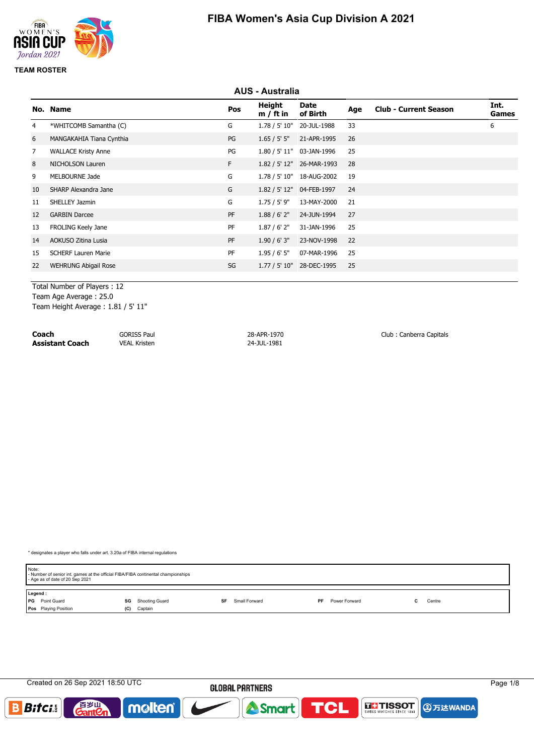# FIBA Women's Asia Cup Division A 2021

TEAM ROSTER

## AUS - Australia

| No. | Name | Pos | Height m / ft in | Date of Birth | Age | Club - Current Season | Int. Games |
|---|---|---|---|---|---|---|---|
| 4 | *WHITCOMB Samantha (C) | G | 1.78 / 5' 10" | 20-JUL-1988 | 33 | | 6 |
| 6 | MANGAKAHIA Tiana Cynthia | PG | 1.65 / 5' 5" | 21-APR-1995 | 26 | | |
| 7 | WALLACE Kristy Anne | PG | 1.80 / 5' 11" | 03-JAN-1996 | 25 | | |
| 8 | NICHOLSON Lauren | F | 1.82 / 5' 12" | 26-MAR-1993 | 28 | | |
| 9 | MELBOURNE Jade | G | 1.78 / 5' 10" | 18-AUG-2002 | 19 | | |
| 10 | SHARP Alexandra Jane | G | 1.82 / 5' 12" | 04-FEB-1997 | 24 | | |
| 11 | SHELLEY Jazmin | G | 1.75 / 5' 9" | 13-MAY-2000 | 21 | | |
| 12 | GARBIN Darcee | PF | 1.88 / 6' 2" | 24-JUN-1994 | 27 | | |
| 13 | FROLING Keely Jane | PF | 1.87 / 6' 2" | 31-JAN-1996 | 25 | | |
| 14 | AOKUSO Zitina Lusia | PF | 1.90 / 6' 3" | 23-NOV-1998 | 22 | | |
| 15 | SCHERF Lauren Marie | PF | 1.95 / 6' 5" | 07-MAR-1996 | 25 | | |
| 22 | WEHRUNG Abigail Rose | SG | 1.77 / 5' 10" | 28-DEC-1995 | 25 | | |

Total Number of Players : 12
Team Age Average : 25.0
Team Height Average : 1.81 / 5' 11"

| | | | |
|---|---|---|---|
| **Coach** | GORISS Paul | 28-APR-1970 | Club : Canberra Capitals |
| **Assistant Coach** | VEAL Kristen | 24-JUL-1981 | |

* designates a player who falls under art. 3.20a of FIBA internal regulations

Note:
- Number of senior int. games at the official FIBA/FIBA continental championships
- Age as of date of 20 Sep 2021

**Legend :**

| | | | | | | | | | |
|---|---|---|---|---|---|---|---|---|---|
| PG | Point Guard | SG | Shooting Guard | SF | Small Forward | PF | Power Forward | C | Centre |
| Pos | Playing Position | (C) | Captain | | | | | | |

Created on 26 Sep 2021 18:50 UTC

GLOBAL PARTNERS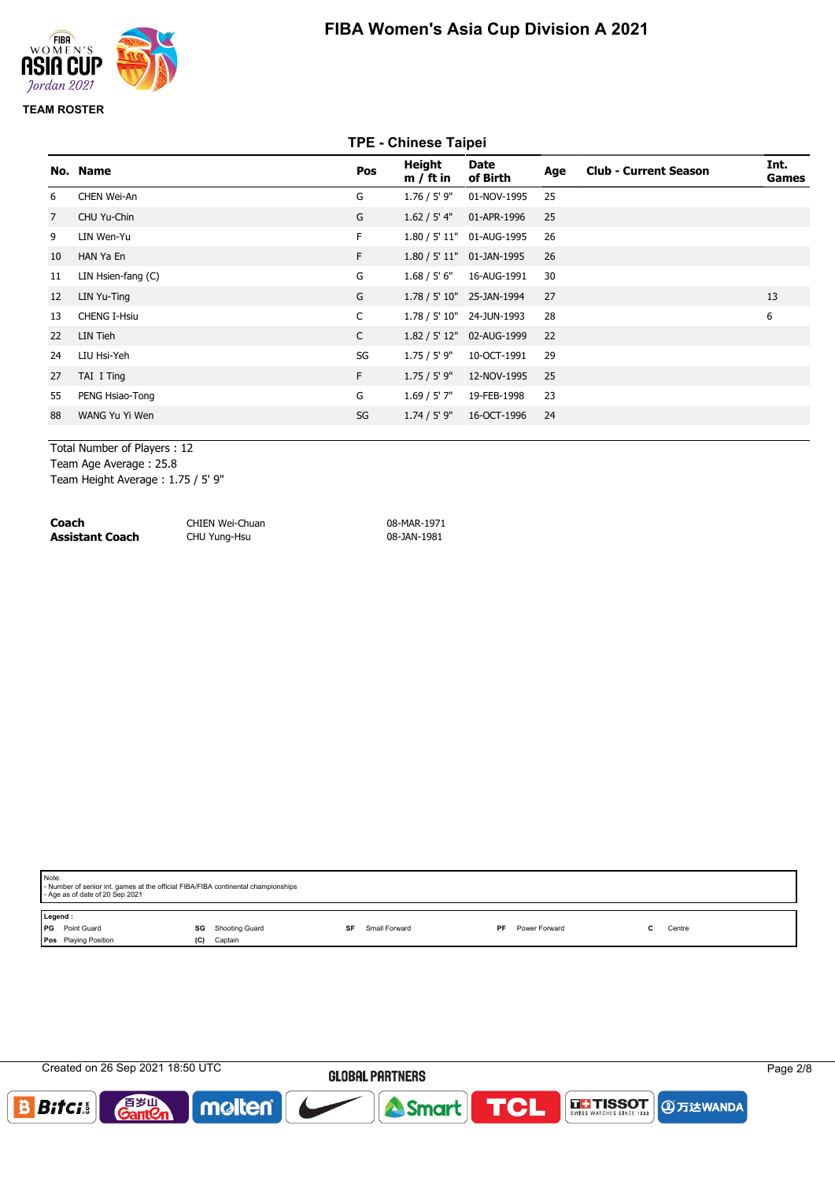# FIBA Women's Asia Cup Division A 2021

**TEAM ROSTER**

## TPE - Chinese Taipei

| No. | Name | Pos | Height m / ft in | Date of Birth | Age | Club - Current Season | Int. Games |
|---|---|---|---|---|---|---|---|
| 6 | CHEN Wei-An | G | 1.76 / 5' 9" | 01-NOV-1995 | 25 | | |
| 7 | CHU Yu-Chin | G | 1.62 / 5' 4" | 01-APR-1996 | 25 | | |
| 9 | LIN Wen-Yu | F | 1.80 / 5' 11" | 01-AUG-1995 | 26 | | |
| 10 | HAN Ya En | F | 1.80 / 5' 11" | 01-JAN-1995 | 26 | | |
| 11 | LIN Hsien-fang (C) | G | 1.68 / 5' 6" | 16-AUG-1991 | 30 | | |
| 12 | LIN Yu-Ting | G | 1.78 / 5' 10" | 25-JAN-1994 | 27 | | 13 |
| 13 | CHENG I-Hsiu | C | 1.78 / 5' 10" | 24-JUN-1993 | 28 | | 6 |
| 22 | LIN Tieh | C | 1.82 / 5' 12" | 02-AUG-1999 | 22 | | |
| 24 | LIU Hsi-Yeh | SG | 1.75 / 5' 9" | 10-OCT-1991 | 29 | | |
| 27 | TAI I Ting | F | 1.75 / 5' 9" | 12-NOV-1995 | 25 | | |
| 55 | PENG Hsiao-Tong | G | 1.69 / 5' 7" | 19-FEB-1998 | 23 | | |
| 88 | WANG Yu Yi Wen | SG | 1.74 / 5' 9" | 16-OCT-1996 | 24 | | |

Total Number of Players : 12
Team Age Average : 25.8
Team Height Average : 1.75 / 5' 9"

| | | |
|---|---|---|
| **Coach** | CHIEN Wei-Chuan | 08-MAR-1971 |
| **Assistant Coach** | CHU Yung-Hsu | 08-JAN-1981 |

Note:
- Number of senior int. games at the official FIBA/FIBA continental championships
- Age as of date of 20 Sep 2021

**Legend :**

| | | | | | | | | | |
|---|---|---|---|---|---|---|---|---|---|
| **PG** | Point Guard | **SG** | Shooting Guard | **SF** | Small Forward | **PF** | Power Forward | **C** | Centre |
| **Pos** | Playing Position | **(C)** | Captain | | | | | | |

Created on 26 Sep 2021 18:50 UTC

GLOBAL PARTNERS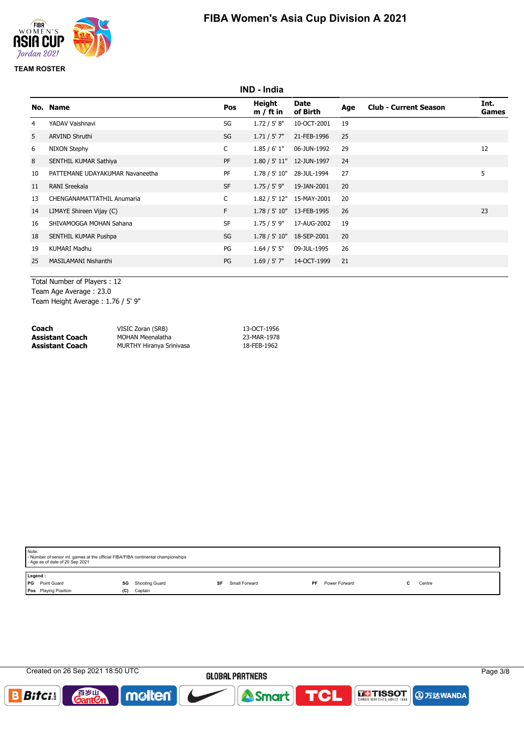# FIBA Women's Asia Cup Division A 2021

**TEAM ROSTER**

## IND - India

| No. | Name | Pos | Height m / ft in | Date of Birth | Age | Club - Current Season | Int. Games |
|---|---|---|---|---|---|---|---|
| 4 | YADAV Vaishnavi | SG | 1.72 / 5' 8" | 10-OCT-2001 | 19 | | |
| 5 | ARVIND Shruthi | SG | 1.71 / 5' 7" | 21-FEB-1996 | 25 | | |
| 6 | NIXON Stephy | C | 1.85 / 6' 1" | 06-JUN-1992 | 29 | | 12 |
| 8 | SENTHIL KUMAR Sathiya | PF | 1.80 / 5' 11" | 12-JUN-1997 | 24 | | |
| 10 | PATTEMANE UDAYAKUMAR Navaneetha | PF | 1.78 / 5' 10" | 28-JUL-1994 | 27 | | 5 |
| 11 | RANI Sreekala | SF | 1.75 / 5' 9" | 19-JAN-2001 | 20 | | |
| 13 | CHENGANAMATTATHIL Anumaria | C | 1.82 / 5' 12" | 15-MAY-2001 | 20 | | |
| 14 | LIMAYE Shireen Vijay (C) | F | 1.78 / 5' 10" | 13-FEB-1995 | 26 | | 23 |
| 16 | SHIVAMOGGA MOHAN Sahana | SF | 1.75 / 5' 9" | 17-AUG-2002 | 19 | | |
| 18 | SENTHIL KUMAR Pushpa | SG | 1.78 / 5' 10" | 18-SEP-2001 | 20 | | |
| 19 | KUMARI Madhu | PG | 1.64 / 5' 5" | 09-JUL-1995 | 26 | | |
| 25 | MASILAMANI Nishanthi | PG | 1.69 / 5' 7" | 14-OCT-1999 | 21 | | |

Total Number of Players : 12
Team Age Average : 23.0
Team Height Average : 1.76 / 5' 9"

| | | |
|---|---|---|
| **Coach** | VISIC Zoran (SRB) | 13-OCT-1956 |
| **Assistant Coach** | MOHAN Meenalatha | 23-MAR-1978 |
| **Assistant Coach** | MURTHY Hiranya Srinivasa | 18-FEB-1962 |

Note:
- Number of senior int. games at the official FIBA/FIBA continental championships
- Age as of date of 20 Sep 2021

**Legend :**

| | | | | | | | | | |
|---|---|---|---|---|---|---|---|---|---|
| PG | Point Guard | SG | Shooting Guard | SF | Small Forward | PF | Power Forward | C | Centre |
| Pos | Playing Position | (C) | Captain | | | | | | |

Created on 26 Sep 2021 18:50 UTC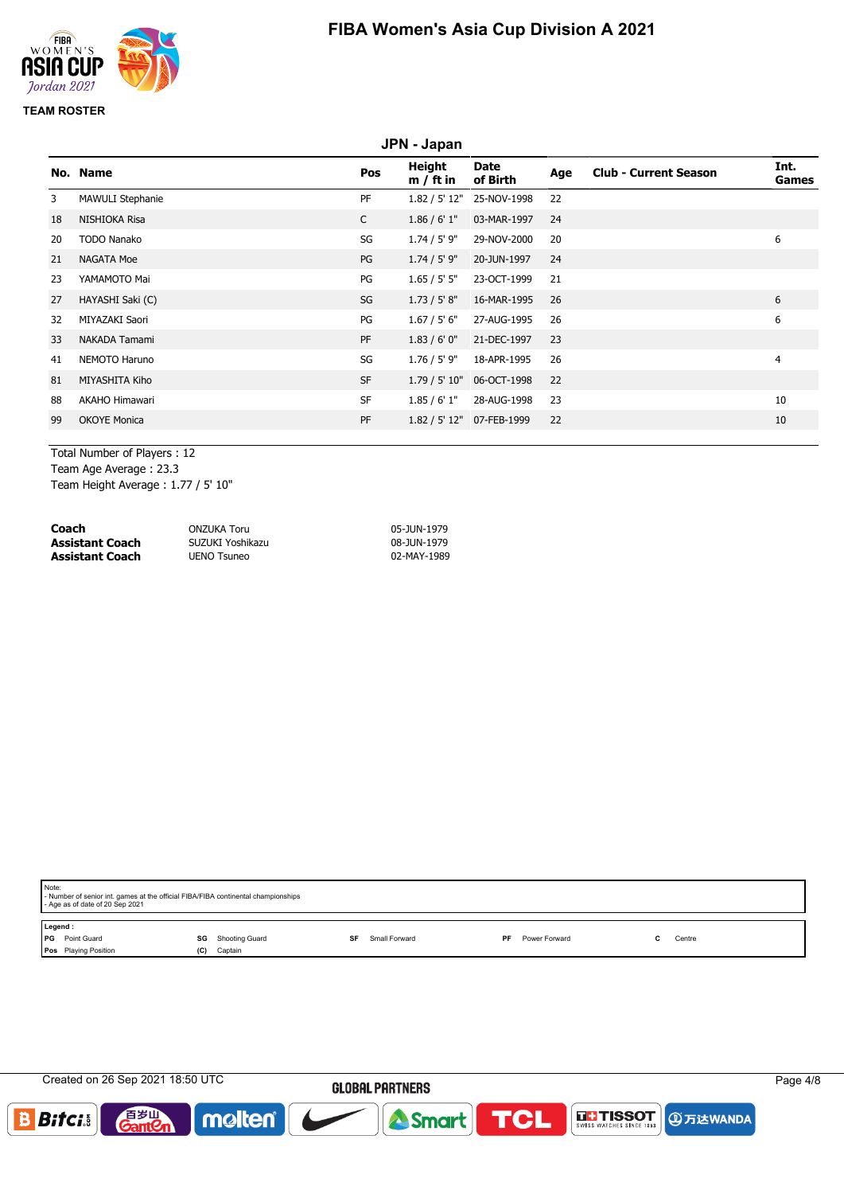# FIBA Women's Asia Cup Division A 2021

**TEAM ROSTER**

## JPN - Japan

| No. | Name | Pos | Height m / ft in | Date of Birth | Age | Club - Current Season | Int. Games |
|---|---|---|---|---|---|---|---|
| 3 | MAWULI Stephanie | PF | 1.82 / 5' 12" | 25-NOV-1998 | 22 | | |
| 18 | NISHIOKA Risa | C | 1.86 / 6' 1" | 03-MAR-1997 | 24 | | |
| 20 | TODO Nanako | SG | 1.74 / 5' 9" | 29-NOV-2000 | 20 | | 6 |
| 21 | NAGATA Moe | PG | 1.74 / 5' 9" | 20-JUN-1997 | 24 | | |
| 23 | YAMAMOTO Mai | PG | 1.65 / 5' 5" | 23-OCT-1999 | 21 | | |
| 27 | HAYASHI Saki (C) | SG | 1.73 / 5' 8" | 16-MAR-1995 | 26 | | 6 |
| 32 | MIYAZAKI Saori | PG | 1.67 / 5' 6" | 27-AUG-1995 | 26 | | 6 |
| 33 | NAKADA Tamami | PF | 1.83 / 6' 0" | 21-DEC-1997 | 23 | | |
| 41 | NEMOTO Haruno | SG | 1.76 / 5' 9" | 18-APR-1995 | 26 | | 4 |
| 81 | MIYASHITA Kiho | SF | 1.79 / 5' 10" | 06-OCT-1998 | 22 | | |
| 88 | AKAHO Himawari | SF | 1.85 / 6' 1" | 28-AUG-1998 | 23 | | 10 |
| 99 | OKOYE Monica | PF | 1.82 / 5' 12" | 07-FEB-1999 | 22 | | 10 |

Total Number of Players : 12
Team Age Average : 23.3
Team Height Average : 1.77 / 5' 10"

| | | |
|---|---|---|
| **Coach** | ONZUKA Toru | 05-JUN-1979 |
| **Assistant Coach** | SUZUKI Yoshikazu | 08-JUN-1979 |
| **Assistant Coach** | UENO Tsuneo | 02-MAY-1989 |

Note:
- Number of senior int. games at the official FIBA/FIBA continental championships
- Age as of date of 20 Sep 2021

**Legend :**
PG Point Guard | SG Shooting Guard | SF Small Forward | PF Power Forward | C Centre
Pos Playing Position | (C) Captain

Created on 26 Sep 2021 18:50 UTC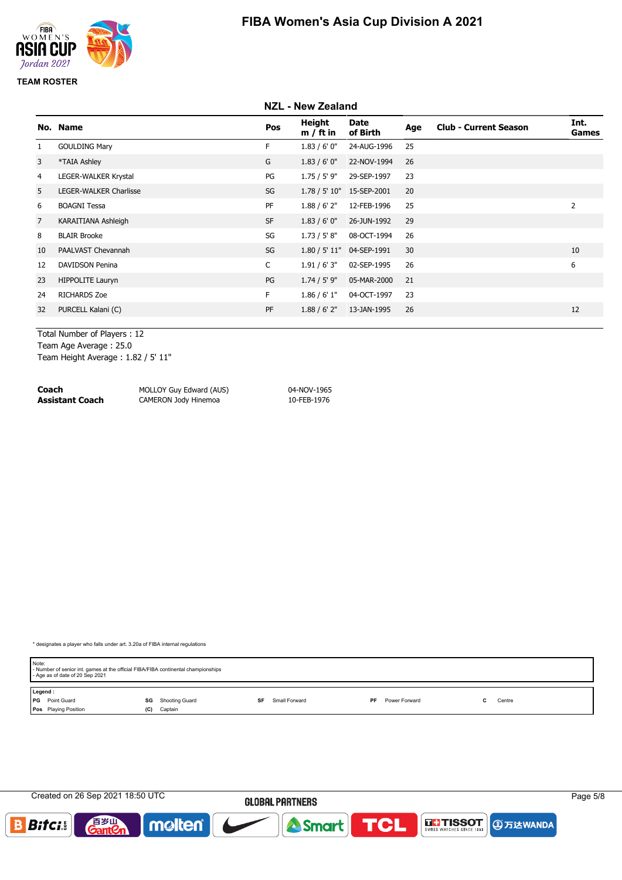# FIBA Women's Asia Cup Division A 2021

**TEAM ROSTER**

## NZL - New Zealand

| No. | Name | Pos | Height m / ft in | Date of Birth | Age | Club - Current Season | Int. Games |
|---|---|---|---|---|---|---|---|
| 1 | GOULDING Mary | F | 1.83 / 6' 0" | 24-AUG-1996 | 25 | | |
| 3 | *TAIA Ashley | G | 1.83 / 6' 0" | 22-NOV-1994 | 26 | | |
| 4 | LEGER-WALKER Krystal | PG | 1.75 / 5' 9" | 29-SEP-1997 | 23 | | |
| 5 | LEGER-WALKER Charlisse | SG | 1.78 / 5' 10" | 15-SEP-2001 | 20 | | |
| 6 | BOAGNI Tessa | PF | 1.88 / 6' 2" | 12-FEB-1996 | 25 | | 2 |
| 7 | KARAITIANA Ashleigh | SF | 1.83 / 6' 0" | 26-JUN-1992 | 29 | | |
| 8 | BLAIR Brooke | SG | 1.73 / 5' 8" | 08-OCT-1994 | 26 | | |
| 10 | PAALVAST Chevannah | SG | 1.80 / 5' 11" | 04-SEP-1991 | 30 | | 10 |
| 12 | DAVIDSON Penina | C | 1.91 / 6' 3" | 02-SEP-1995 | 26 | | 6 |
| 23 | HIPPOLITE Lauryn | PG | 1.74 / 5' 9" | 05-MAR-2000 | 21 | | |
| 24 | RICHARDS Zoe | F | 1.86 / 6' 1" | 04-OCT-1997 | 23 | | |
| 32 | PURCELL Kalani (C) | PF | 1.88 / 6' 2" | 13-JAN-1995 | 26 | | 12 |

Total Number of Players : 12
Team Age Average : 25.0
Team Height Average : 1.82 / 5' 11"

| | | |
|---|---|---|
| **Coach** | MOLLOY Guy Edward (AUS) | 04-NOV-1965 |
| **Assistant Coach** | CAMERON Jody Hinemoa | 10-FEB-1976 |

* designates a player who falls under art. 3.20a of FIBA internal regulations

Note:
- Number of senior int. games at the official FIBA/FIBA continental championships
- Age as of date of 20 Sep 2021

Legend :
PG Point Guard; SG Shooting Guard; SF Small Forward; PF Power Forward; C Centre
Pos Playing Position; (C) Captain

Created on 26 Sep 2021 18:50 UTC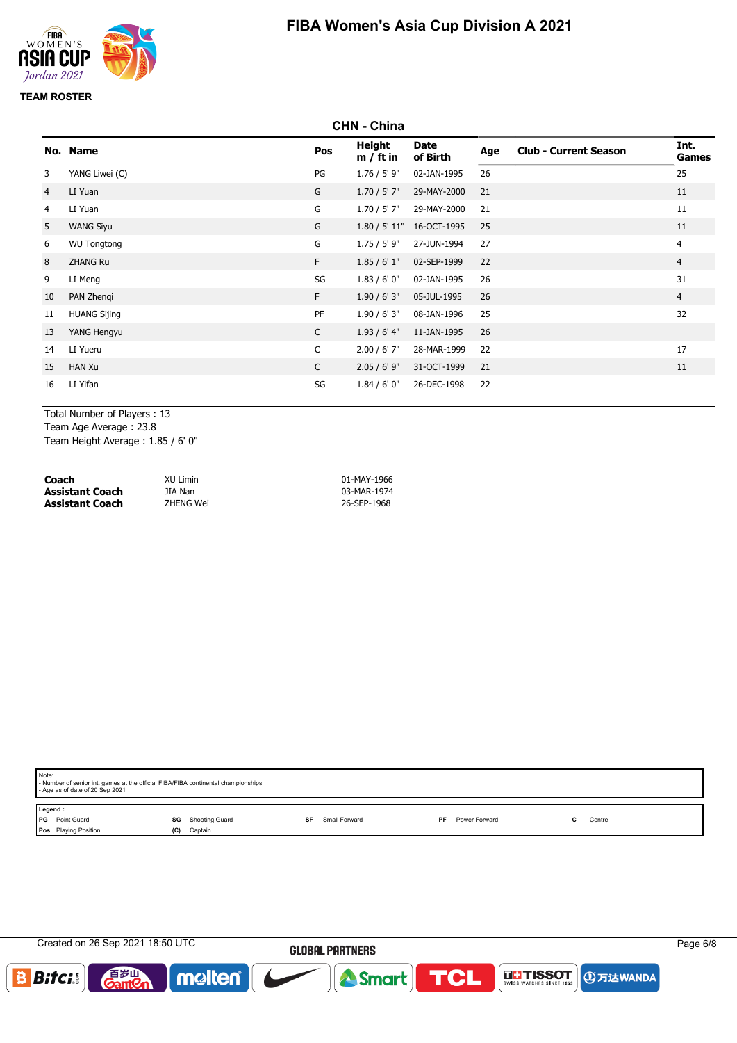# FIBA Women's Asia Cup Division A 2021

**TEAM ROSTER**

## CHN - China

| No. | Name | Pos | Height m / ft in | Date of Birth | Age | Club - Current Season | Int. Games |
|---|---|---|---|---|---|---|---|
| 3 | YANG Liwei (C) | PG | 1.76 / 5' 9" | 02-JAN-1995 | 26 | | 25 |
| 4 | LI Yuan | G | 1.70 / 5' 7" | 29-MAY-2000 | 21 | | 11 |
| 4 | LI Yuan | G | 1.70 / 5' 7" | 29-MAY-2000 | 21 | | 11 |
| 5 | WANG Siyu | G | 1.80 / 5' 11" | 16-OCT-1995 | 25 | | 11 |
| 6 | WU Tongtong | G | 1.75 / 5' 9" | 27-JUN-1994 | 27 | | 4 |
| 8 | ZHANG Ru | F | 1.85 / 6' 1" | 02-SEP-1999 | 22 | | 4 |
| 9 | LI Meng | SG | 1.83 / 6' 0" | 02-JAN-1995 | 26 | | 31 |
| 10 | PAN Zhenqi | F | 1.90 / 6' 3" | 05-JUL-1995 | 26 | | 4 |
| 11 | HUANG Sijing | PF | 1.90 / 6' 3" | 08-JAN-1996 | 25 | | 32 |
| 13 | YANG Hengyu | C | 1.93 / 6' 4" | 11-JAN-1995 | 26 | | |
| 14 | LI Yueru | C | 2.00 / 6' 7" | 28-MAR-1999 | 22 | | 17 |
| 15 | HAN Xu | C | 2.05 / 6' 9" | 31-OCT-1999 | 21 | | 11 |
| 16 | LI Yifan | SG | 1.84 / 6' 0" | 26-DEC-1998 | 22 | | |

Total Number of Players : 13
Team Age Average : 23.8
Team Height Average : 1.85 / 6' 0"

| | | |
|---|---|---|
| **Coach** | XU Limin | 01-MAY-1966 |
| **Assistant Coach** | JIA Nan | 03-MAR-1974 |
| **Assistant Coach** | ZHENG Wei | 26-SEP-1968 |

Note:
- Number of senior int. games at the official FIBA/FIBA continental championships
- Age as of date of 20 Sep 2021

**Legend :**

| | | | | | | | | | |
|---|---|---|---|---|---|---|---|---|---|
| PG | Point Guard | SG | Shooting Guard | SF | Small Forward | PF | Power Forward | C | Centre |
| Pos | Playing Position | (C) | Captain | | | | | | |

Created on 26 Sep 2021 18:50 UTC

GLOBAL PARTNERS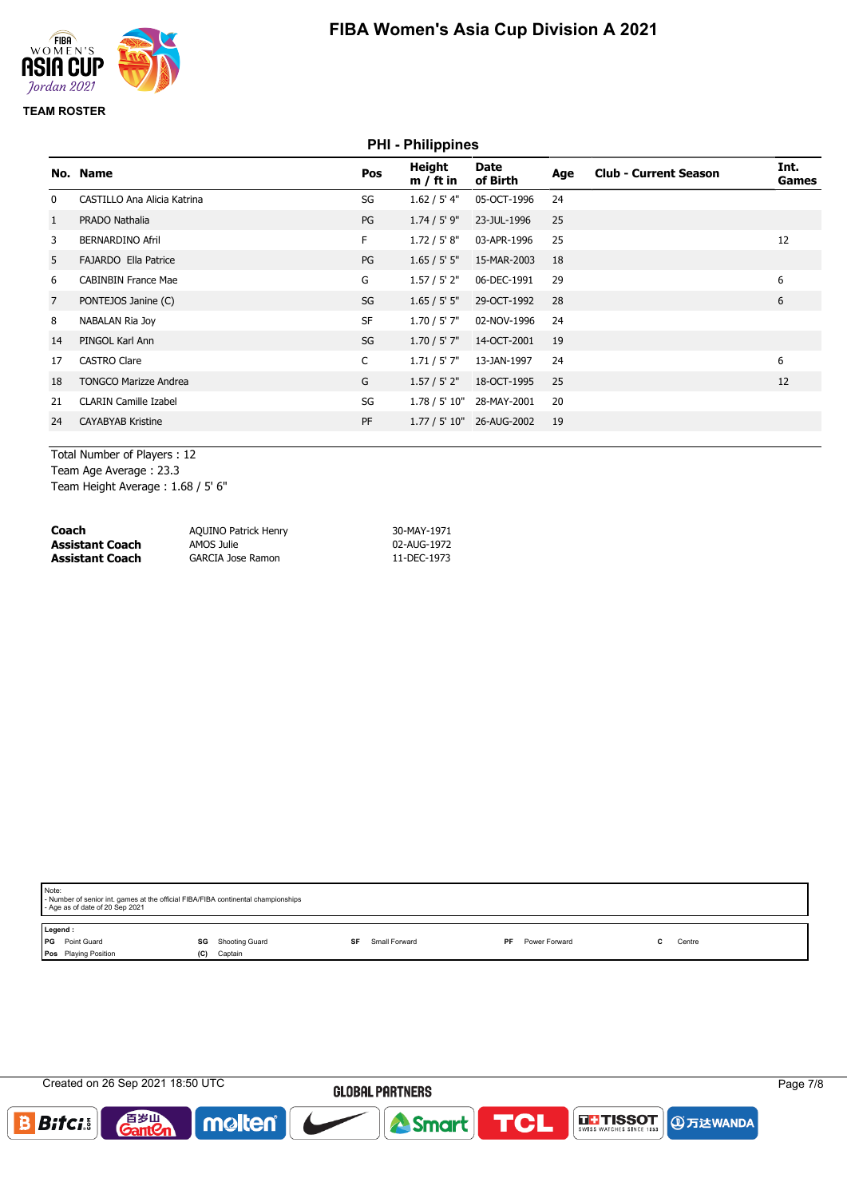# FIBA Women's Asia Cup Division A 2021

**TEAM ROSTER**

## PHI - Philippines

| No. | Name | Pos | Height m / ft in | Date of Birth | Age | Club - Current Season | Int. Games |
|---|---|---|---|---|---|---|---|
| 0 | CASTILLO Ana Alicia Katrina | SG | 1.62 / 5' 4" | 05-OCT-1996 | 24 | | |
| 1 | PRADO Nathalia | PG | 1.74 / 5' 9" | 23-JUL-1996 | 25 | | |
| 3 | BERNARDINO Afril | F | 1.72 / 5' 8" | 03-APR-1996 | 25 | | 12 |
| 5 | FAJARDO Ella Patrice | PG | 1.65 / 5' 5" | 15-MAR-2003 | 18 | | |
| 6 | CABINBIN France Mae | G | 1.57 / 5' 2" | 06-DEC-1991 | 29 | | 6 |
| 7 | PONTEJOS Janine (C) | SG | 1.65 / 5' 5" | 29-OCT-1992 | 28 | | 6 |
| 8 | NABALAN Ria Joy | SF | 1.70 / 5' 7" | 02-NOV-1996 | 24 | | |
| 14 | PINGOL Karl Ann | SG | 1.70 / 5' 7" | 14-OCT-2001 | 19 | | |
| 17 | CASTRO Clare | C | 1.71 / 5' 7" | 13-JAN-1997 | 24 | | 6 |
| 18 | TONGCO Marizze Andrea | G | 1.57 / 5' 2" | 18-OCT-1995 | 25 | | 12 |
| 21 | CLARIN Camille Izabel | SG | 1.78 / 5' 10" | 28-MAY-2001 | 20 | | |
| 24 | CAYABYAB Kristine | PF | 1.77 / 5' 10" | 26-AUG-2002 | 19 | | |

Total Number of Players : 12
Team Age Average : 23.3
Team Height Average : 1.68 / 5' 6"

| | | |
|---|---|---|
| **Coach** | AQUINO Patrick Henry | 30-MAY-1971 |
| **Assistant Coach** | AMOS Julie | 02-AUG-1972 |
| **Assistant Coach** | GARCIA Jose Ramon | 11-DEC-1973 |

Note:
- Number of senior int. games at the official FIBA/FIBA continental championships
- Age as of date of 20 Sep 2021

**Legend :**
PG Point Guard, SG Shooting Guard, SF Small Forward, PF Power Forward, C Centre
Pos Playing Position, (C) Captain

Created on 26 Sep 2021 18:50 UTC

GLOBAL PARTNERS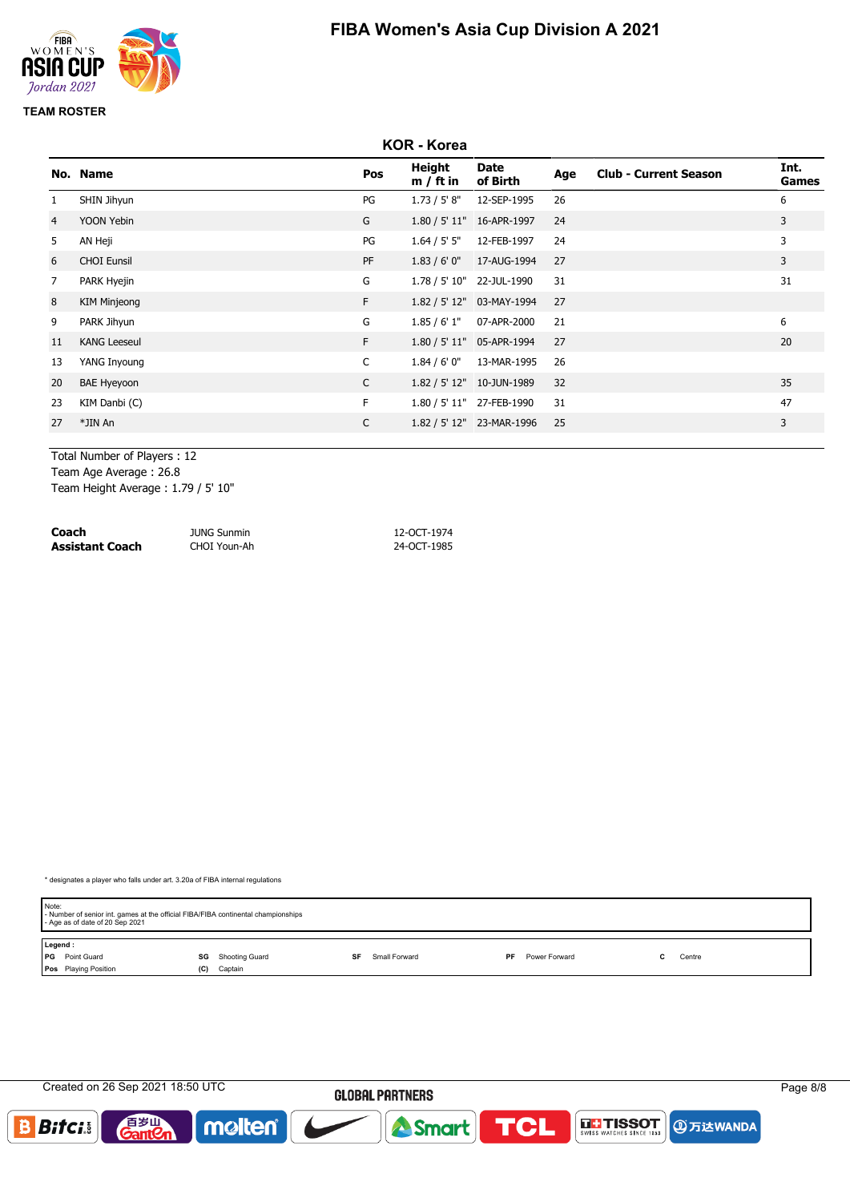# FIBA Women's Asia Cup Division A 2021

**TEAM ROSTER**

## KOR - Korea

| No. | Name | Pos | Height m / ft in | Date of Birth | Age | Club - Current Season | Int. Games |
|---|---|---|---|---|---|---|---|
| 1 | SHIN Jihyun | PG | 1.73 / 5' 8" | 12-SEP-1995 | 26 | | 6 |
| 4 | YOON Yebin | G | 1.80 / 5' 11" | 16-APR-1997 | 24 | | 3 |
| 5 | AN Heji | PG | 1.64 / 5' 5" | 12-FEB-1997 | 24 | | 3 |
| 6 | CHOI Eunsil | PF | 1.83 / 6' 0" | 17-AUG-1994 | 27 | | 3 |
| 7 | PARK Hyejin | G | 1.78 / 5' 10" | 22-JUL-1990 | 31 | | 31 |
| 8 | KIM Minjeong | F | 1.82 / 5' 12" | 03-MAY-1994 | 27 | | |
| 9 | PARK Jihyun | G | 1.85 / 6' 1" | 07-APR-2000 | 21 | | 6 |
| 11 | KANG Leeseul | F | 1.80 / 5' 11" | 05-APR-1994 | 27 | | 20 |
| 13 | YANG Inyoung | C | 1.84 / 6' 0" | 13-MAR-1995 | 26 | | |
| 20 | BAE Hyeyoon | C | 1.82 / 5' 12" | 10-JUN-1989 | 32 | | 35 |
| 23 | KIM Danbi (C) | F | 1.80 / 5' 11" | 27-FEB-1990 | 31 | | 47 |
| 27 | *JIN An | C | 1.82 / 5' 12" | 23-MAR-1996 | 25 | | 3 |

Total Number of Players : 12
Team Age Average : 26.8
Team Height Average : 1.79 / 5' 10"

| | | |
|---|---|---|
| **Coach** | JUNG Sunmin | 12-OCT-1974 |
| **Assistant Coach** | CHOI Youn-Ah | 24-OCT-1985 |

* designates a player who falls under art. 3.20a of FIBA internal regulations

Note:
- Number of senior int. games at the official FIBA/FIBA continental championships
- Age as of date of 20 Sep 2021

**Legend :**

| | | | | | | | | | |
|---|---|---|---|---|---|---|---|---|---|
| PG | Point Guard | SG | Shooting Guard | SF | Small Forward | PF | Power Forward | C | Centre |
| Pos | Playing Position | (C) | Captain | | | | | | |

Created on 26 Sep 2021 18:50 UTC

GLOBAL PARTNERS